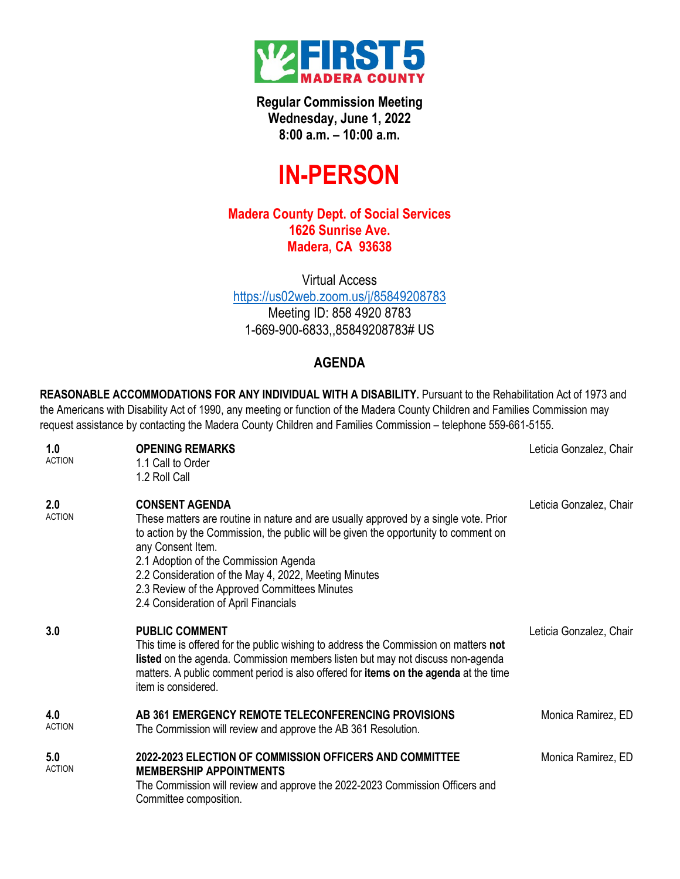FIRST 5 MADERA COUNTY

**Regular Commission Meeting**
**Wednesday, June 1, 2022**
**8:00 a.m. – 10:00 a.m.**

# IN-PERSON

**Madera County Dept. of Social Services**
**1626 Sunrise Ave.**
**Madera, CA 93638**

Virtual Access
https://us02web.zoom.us/j/85849208783
Meeting ID: 858 4920 8783
1-669-900-6833,,85849208783# US

## AGENDA

**REASONABLE ACCOMMODATIONS FOR ANY INDIVIDUAL WITH A DISABILITY.** Pursuant to the Rehabilitation Act of 1973 and the Americans with Disability Act of 1990, any meeting or function of the Madera County Children and Families Commission may request assistance by contacting the Madera County Children and Families Commission – telephone 559-661-5155.

| | | |
|---|---|---|
| **1.0** ACTION | **OPENING REMARKS**<br>1.1 Call to Order<br>1.2 Roll Call | Leticia Gonzalez, Chair |
| **2.0** ACTION | **CONSENT AGENDA**<br>These matters are routine in nature and are usually approved by a single vote. Prior to action by the Commission, the public will be given the opportunity to comment on any Consent Item.<br>2.1 Adoption of the Commission Agenda<br>2.2 Consideration of the May 4, 2022, Meeting Minutes<br>2.3 Review of the Approved Committees Minutes<br>2.4 Consideration of April Financials | Leticia Gonzalez, Chair |
| **3.0** | **PUBLIC COMMENT**<br>This time is offered for the public wishing to address the Commission on matters **not listed** on the agenda. Commission members listen but may not discuss non-agenda matters. A public comment period is also offered for **items on the agenda** at the time item is considered. | Leticia Gonzalez, Chair |
| **4.0** ACTION | **AB 361 EMERGENCY REMOTE TELECONFERENCING PROVISIONS**<br>The Commission will review and approve the AB 361 Resolution. | Monica Ramirez, ED |
| **5.0** ACTION | **2022-2023 ELECTION OF COMMISSION OFFICERS AND COMMITTEE MEMBERSHIP APPOINTMENTS**<br>The Commission will review and approve the 2022-2023 Commission Officers and Committee composition. | Monica Ramirez, ED |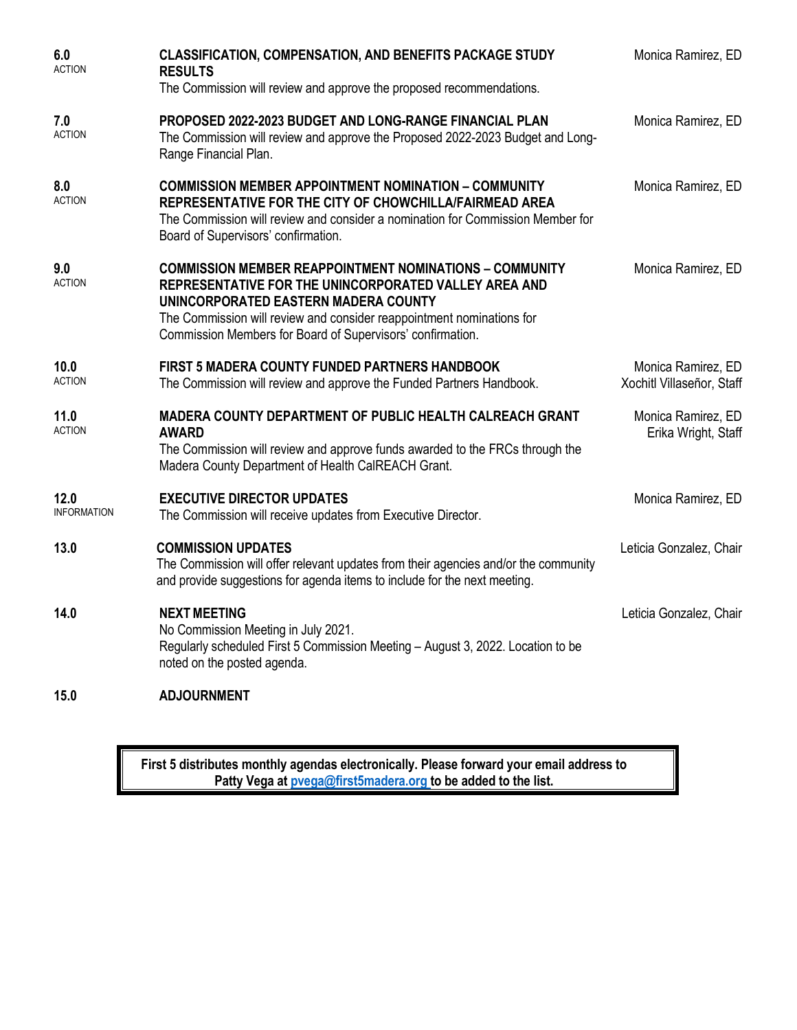| | | |
|---|---|---|
| **6.0** ACTION | **CLASSIFICATION, COMPENSATION, AND BENEFITS PACKAGE STUDY RESULTS** The Commission will review and approve the proposed recommendations. | Monica Ramirez, ED |
| **7.0** ACTION | **PROPOSED 2022-2023 BUDGET AND LONG-RANGE FINANCIAL PLAN** The Commission will review and approve the Proposed 2022-2023 Budget and Long-Range Financial Plan. | Monica Ramirez, ED |
| **8.0** ACTION | **COMMISSION MEMBER APPOINTMENT NOMINATION – COMMUNITY REPRESENTATIVE FOR THE CITY OF CHOWCHILLA/FAIRMEAD AREA** The Commission will review and consider a nomination for Commission Member for Board of Supervisors' confirmation. | Monica Ramirez, ED |
| **9.0** ACTION | **COMMISSION MEMBER REAPPOINTMENT NOMINATIONS – COMMUNITY REPRESENTATIVE FOR THE UNINCORPORATED VALLEY AREA AND UNINCORPORATED EASTERN MADERA COUNTY** The Commission will review and consider reappointment nominations for Commission Members for Board of Supervisors' confirmation. | Monica Ramirez, ED |
| **10.0** ACTION | **FIRST 5 MADERA COUNTY FUNDED PARTNERS HANDBOOK** The Commission will review and approve the Funded Partners Handbook. | Monica Ramirez, ED Xochitl Villaseñor, Staff |
| **11.0** ACTION | **MADERA COUNTY DEPARTMENT OF PUBLIC HEALTH CALREACH GRANT AWARD** The Commission will review and approve funds awarded to the FRCs through the Madera County Department of Health CalREACH Grant. | Monica Ramirez, ED Erika Wright, Staff |
| **12.0** INFORMATION | **EXECUTIVE DIRECTOR UPDATES** The Commission will receive updates from Executive Director. | Monica Ramirez, ED |
| **13.0** | **COMMISSION UPDATES** The Commission will offer relevant updates from their agencies and/or the community and provide suggestions for agenda items to include for the next meeting. | Leticia Gonzalez, Chair |
| **14.0** | **NEXT MEETING** No Commission Meeting in July 2021. Regularly scheduled First 5 Commission Meeting – August 3, 2022. Location to be noted on the posted agenda. | Leticia Gonzalez, Chair |
| **15.0** | **ADJOURNMENT** | |

**First 5 distributes monthly agendas electronically. Please forward your email address to Patty Vega at pvega@first5madera.org to be added to the list.**